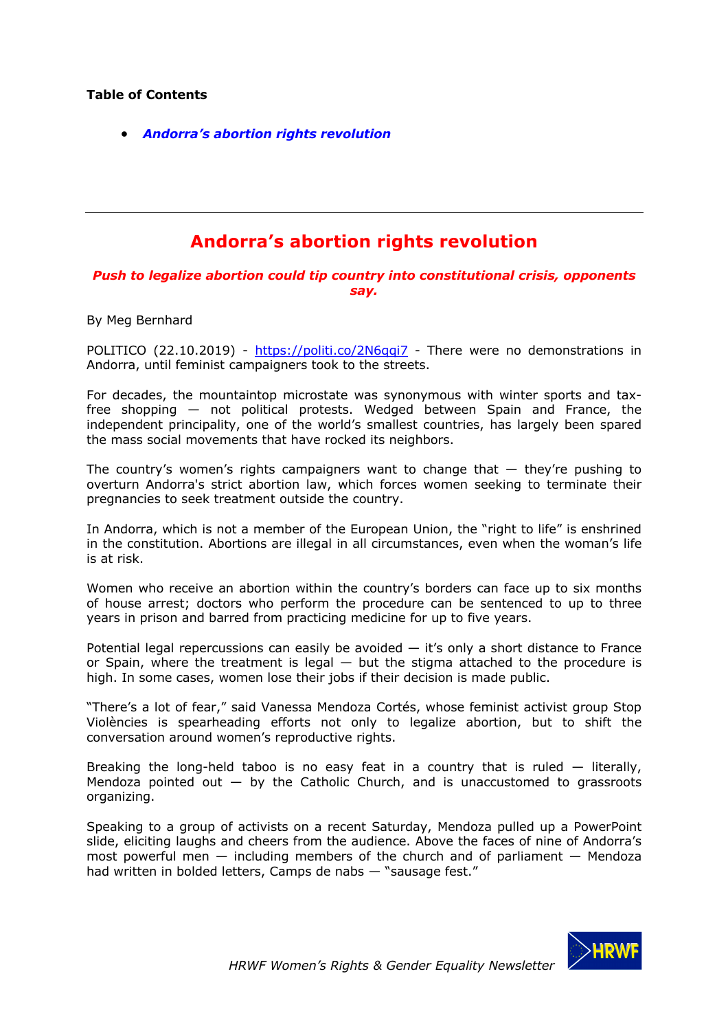**Table of Contents**

- ***Andorra's abortion rights revolution***

---

# Andorra's abortion rights revolution

***Push to legalize abortion could tip country into constitutional crisis, opponents say.***

By Meg Bernhard

POLITICO (22.10.2019) - https://politi.co/2N6qqi7 - There were no demonstrations in Andorra, until feminist campaigners took to the streets.

For decades, the mountaintop microstate was synonymous with winter sports and tax-free shopping — not political protests. Wedged between Spain and France, the independent principality, one of the world's smallest countries, has largely been spared the mass social movements that have rocked its neighbors.

The country's women's rights campaigners want to change that — they're pushing to overturn Andorra's strict abortion law, which forces women seeking to terminate their pregnancies to seek treatment outside the country.

In Andorra, which is not a member of the European Union, the "right to life" is enshrined in the constitution. Abortions are illegal in all circumstances, even when the woman's life is at risk.

Women who receive an abortion within the country's borders can face up to six months of house arrest; doctors who perform the procedure can be sentenced to up to three years in prison and barred from practicing medicine for up to five years.

Potential legal repercussions can easily be avoided — it's only a short distance to France or Spain, where the treatment is legal — but the stigma attached to the procedure is high. In some cases, women lose their jobs if their decision is made public.

"There's a lot of fear," said Vanessa Mendoza Cortés, whose feminist activist group Stop Violències is spearheading efforts not only to legalize abortion, but to shift the conversation around women's reproductive rights.

Breaking the long-held taboo is no easy feat in a country that is ruled — literally, Mendoza pointed out — by the Catholic Church, and is unaccustomed to grassroots organizing.

Speaking to a group of activists on a recent Saturday, Mendoza pulled up a PowerPoint slide, eliciting laughs and cheers from the audience. Above the faces of nine of Andorra's most powerful men — including members of the church and of parliament — Mendoza had written in bolded letters, Camps de nabs — "sausage fest."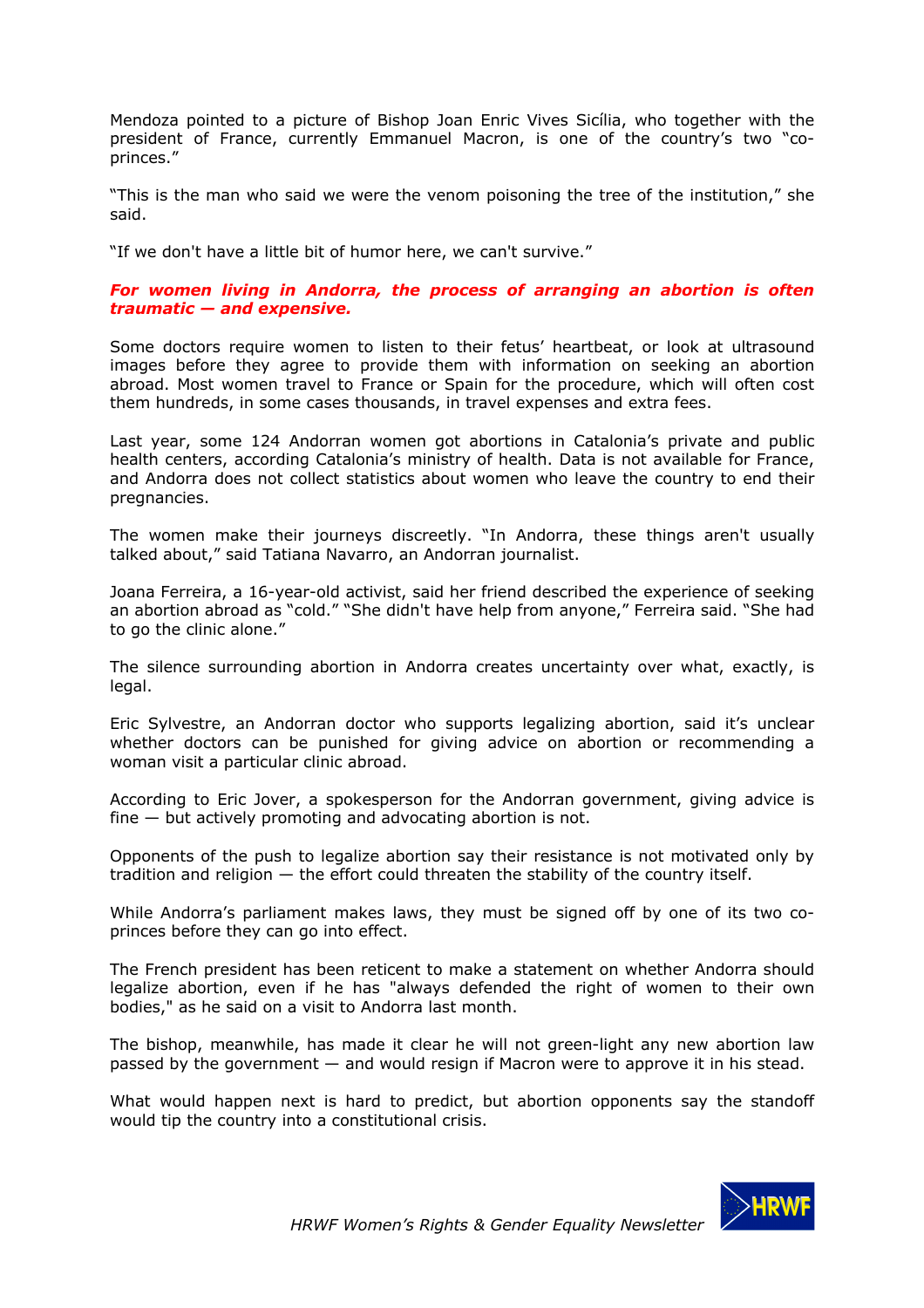Mendoza pointed to a picture of Bishop Joan Enric Vives Sicília, who together with the president of France, currently Emmanuel Macron, is one of the country's two "co-princes."

"This is the man who said we were the venom poisoning the tree of the institution," she said.

"If we don't have a little bit of humor here, we can't survive."

***For women living in Andorra, the process of arranging an abortion is often traumatic — and expensive.***

Some doctors require women to listen to their fetus' heartbeat, or look at ultrasound images before they agree to provide them with information on seeking an abortion abroad. Most women travel to France or Spain for the procedure, which will often cost them hundreds, in some cases thousands, in travel expenses and extra fees.

Last year, some 124 Andorran women got abortions in Catalonia's private and public health centers, according Catalonia's ministry of health. Data is not available for France, and Andorra does not collect statistics about women who leave the country to end their pregnancies.

The women make their journeys discreetly. "In Andorra, these things aren't usually talked about," said Tatiana Navarro, an Andorran journalist.

Joana Ferreira, a 16-year-old activist, said her friend described the experience of seeking an abortion abroad as "cold." "She didn't have help from anyone," Ferreira said. "She had to go the clinic alone."

The silence surrounding abortion in Andorra creates uncertainty over what, exactly, is legal.

Eric Sylvestre, an Andorran doctor who supports legalizing abortion, said it's unclear whether doctors can be punished for giving advice on abortion or recommending a woman visit a particular clinic abroad.

According to Eric Jover, a spokesperson for the Andorran government, giving advice is fine — but actively promoting and advocating abortion is not.

Opponents of the push to legalize abortion say their resistance is not motivated only by tradition and religion — the effort could threaten the stability of the country itself.

While Andorra's parliament makes laws, they must be signed off by one of its two co-princes before they can go into effect.

The French president has been reticent to make a statement on whether Andorra should legalize abortion, even if he has "always defended the right of women to their own bodies," as he said on a visit to Andorra last month.

The bishop, meanwhile, has made it clear he will not green-light any new abortion law passed by the government — and would resign if Macron were to approve it in his stead.

What would happen next is hard to predict, but abortion opponents say the standoff would tip the country into a constitutional crisis.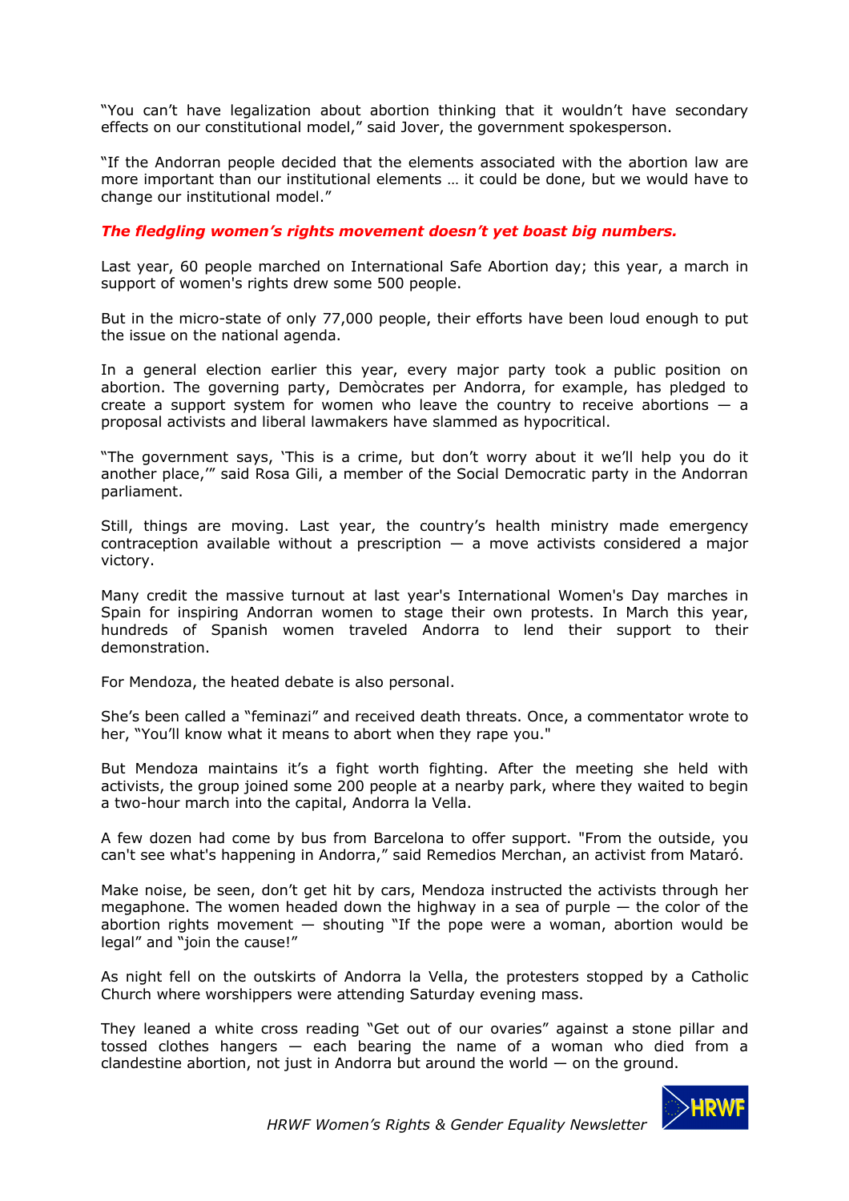"You can't have legalization about abortion thinking that it wouldn't have secondary effects on our constitutional model," said Jover, the government spokesperson.

"If the Andorran people decided that the elements associated with the abortion law are more important than our institutional elements … it could be done, but we would have to change our institutional model."

***The fledgling women's rights movement doesn't yet boast big numbers.***

Last year, 60 people marched on International Safe Abortion day; this year, a march in support of women's rights drew some 500 people.

But in the micro-state of only 77,000 people, their efforts have been loud enough to put the issue on the national agenda.

In a general election earlier this year, every major party took a public position on abortion. The governing party, Demòcrates per Andorra, for example, has pledged to create a support system for women who leave the country to receive abortions — a proposal activists and liberal lawmakers have slammed as hypocritical.

"The government says, 'This is a crime, but don't worry about it we'll help you do it another place,'" said Rosa Gili, a member of the Social Democratic party in the Andorran parliament.

Still, things are moving. Last year, the country's health ministry made emergency contraception available without a prescription — a move activists considered a major victory.

Many credit the massive turnout at last year's International Women's Day marches in Spain for inspiring Andorran women to stage their own protests. In March this year, hundreds of Spanish women traveled Andorra to lend their support to their demonstration.

For Mendoza, the heated debate is also personal.

She's been called a "feminazi" and received death threats. Once, a commentator wrote to her, "You'll know what it means to abort when they rape you."

But Mendoza maintains it's a fight worth fighting. After the meeting she held with activists, the group joined some 200 people at a nearby park, where they waited to begin a two-hour march into the capital, Andorra la Vella.

A few dozen had come by bus from Barcelona to offer support. "From the outside, you can't see what's happening in Andorra," said Remedios Merchan, an activist from Mataró.

Make noise, be seen, don't get hit by cars, Mendoza instructed the activists through her megaphone. The women headed down the highway in a sea of purple — the color of the abortion rights movement — shouting "If the pope were a woman, abortion would be legal" and "join the cause!"

As night fell on the outskirts of Andorra la Vella, the protesters stopped by a Catholic Church where worshippers were attending Saturday evening mass.

They leaned a white cross reading "Get out of our ovaries" against a stone pillar and tossed clothes hangers — each bearing the name of a woman who died from a clandestine abortion, not just in Andorra but around the world — on the ground.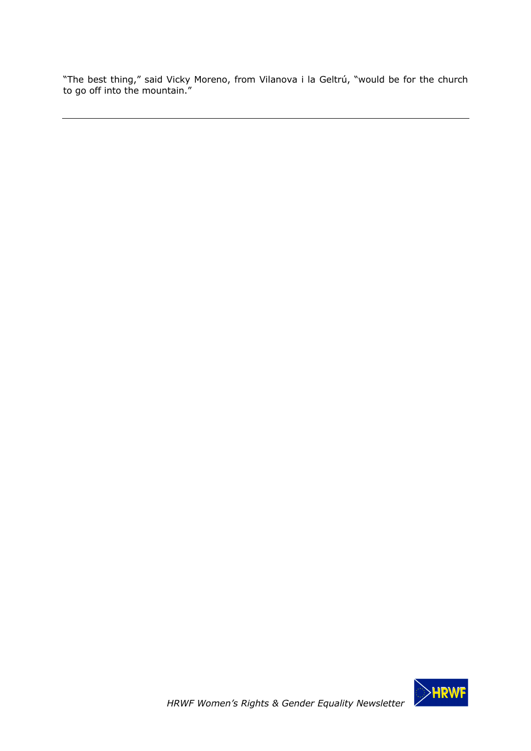"The best thing," said Vicky Moreno, from Vilanova i la Geltrú, "would be for the church to go off into the mountain."

---